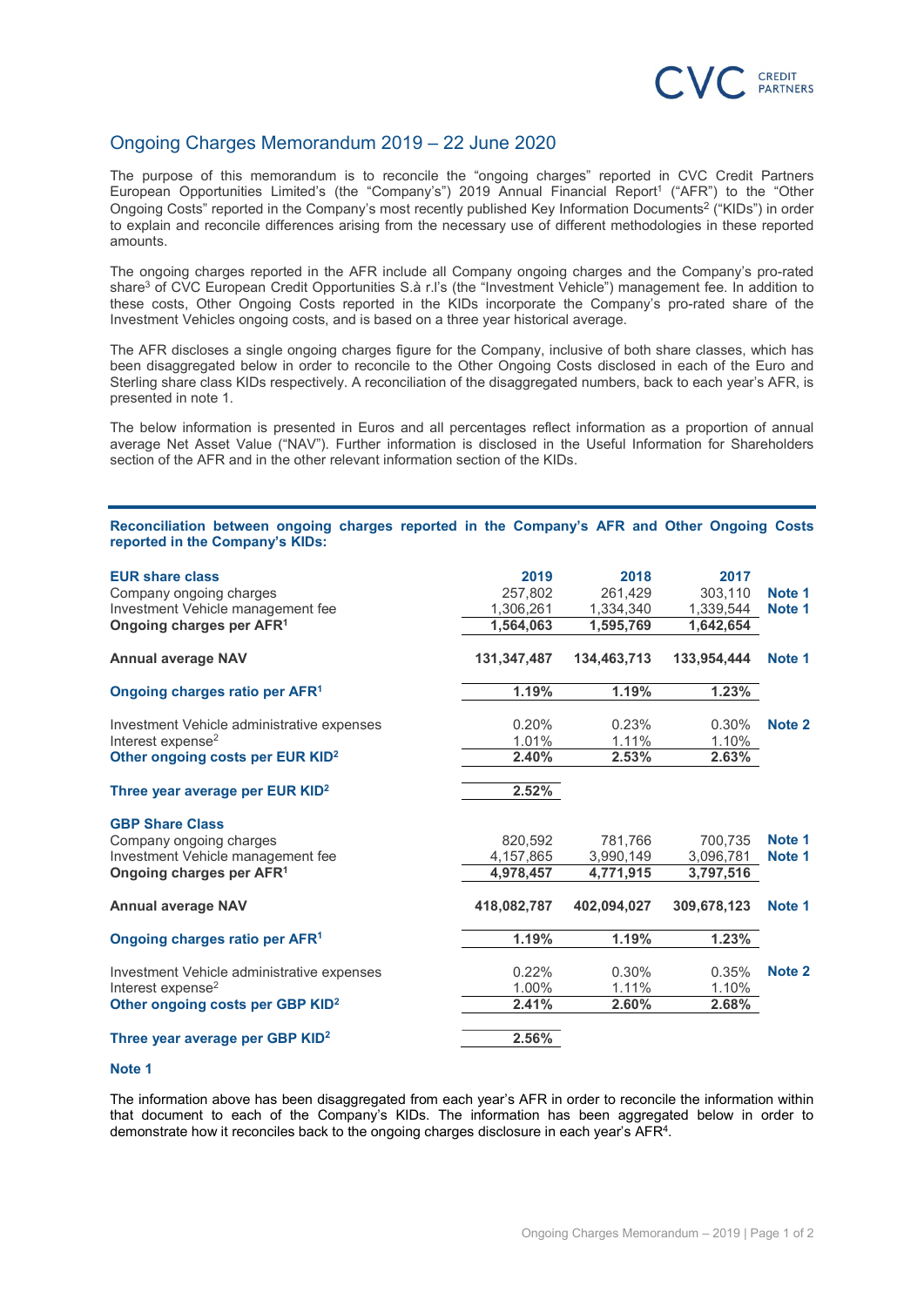# Ongoing Charges Memorandum 2019 – 22 June 2020

The purpose of this memorandum is to reconcile the "ongoing charges" reported in CVC Credit Partners European Opportunities Limited's (the "Company's") 2019 Annual Financial Report[1] ("AFR") to the "Other Ongoing Costs" reported in the Company's most recently published Key Information Documents[2] ("KIDs") in order to explain and reconcile differences arising from the necessary use of different methodologies in these reported amounts.

The ongoing charges reported in the AFR include all Company ongoing charges and the Company's pro-rated share[3] of CVC European Credit Opportunities S.à r.l's (the "Investment Vehicle") management fee. In addition to these costs, Other Ongoing Costs reported in the KIDs incorporate the Company's pro-rated share of the Investment Vehicles ongoing costs, and is based on a three year historical average.

The AFR discloses a single ongoing charges figure for the Company, inclusive of both share classes, which has been disaggregated below in order to reconcile to the Other Ongoing Costs disclosed in each of the Euro and Sterling share class KIDs respectively. A reconciliation of the disaggregated numbers, back to each year's AFR, is presented in note 1.

The below information is presented in Euros and all percentages reflect information as a proportion of annual average Net Asset Value ("NAV"). Further information is disclosed in the Useful Information for Shareholders section of the AFR and in the other relevant information section of the KIDs.

## Reconciliation between ongoing charges reported in the Company's AFR and Other Ongoing Costs reported in the Company's KIDs:

| **EUR share class** | **2019** | **2018** | **2017** | |
|---|---|---|---|---|
| Company ongoing charges | 257,802 | 261,429 | 303,110 | **Note 1** |
| Investment Vehicle management fee | 1,306,261 | 1,334,340 | 1,339,544 | **Note 1** |
| **Ongoing charges per AFR[1]** | **1,564,063** | **1,595,769** | **1,642,654** | |
| **Annual average NAV** | **131,347,487** | **134,463,713** | **133,954,444** | **Note 1** |
| **Ongoing charges ratio per AFR[1]** | **1.19%** | **1.19%** | **1.23%** | |
| Investment Vehicle administrative expenses | 0.20% | 0.23% | 0.30% | **Note 2** |
| Interest expense[2] | 1.01% | 1.11% | 1.10% | |
| **Other ongoing costs per EUR KID[2]** | **2.40%** | **2.53%** | **2.63%** | |
| **Three year average per EUR KID[2]** | **2.52%** | | | |
| **GBP Share Class** | | | | |
| Company ongoing charges | 820,592 | 781,766 | 700,735 | **Note 1** |
| Investment Vehicle management fee | 4,157,865 | 3,990,149 | 3,096,781 | **Note 1** |
| **Ongoing charges per AFR[1]** | **4,978,457** | **4,771,915** | **3,797,516** | |
| **Annual average NAV** | **418,082,787** | **402,094,027** | **309,678,123** | **Note 1** |
| **Ongoing charges ratio per AFR[1]** | **1.19%** | **1.19%** | **1.23%** | |
| Investment Vehicle administrative expenses | 0.22% | 0.30% | 0.35% | **Note 2** |
| Interest expense[2] | 1.00% | 1.11% | 1.10% | |
| **Other ongoing costs per GBP KID[2]** | **2.41%** | **2.60%** | **2.68%** | |
| **Three year average per GBP KID[2]** | **2.56%** | | | |

**Note 1**

The information above has been disaggregated from each year's AFR in order to reconcile the information within that document to each of the Company's KIDs. The information has been aggregated below in order to demonstrate how it reconciles back to the ongoing charges disclosure in each year's AFR[4].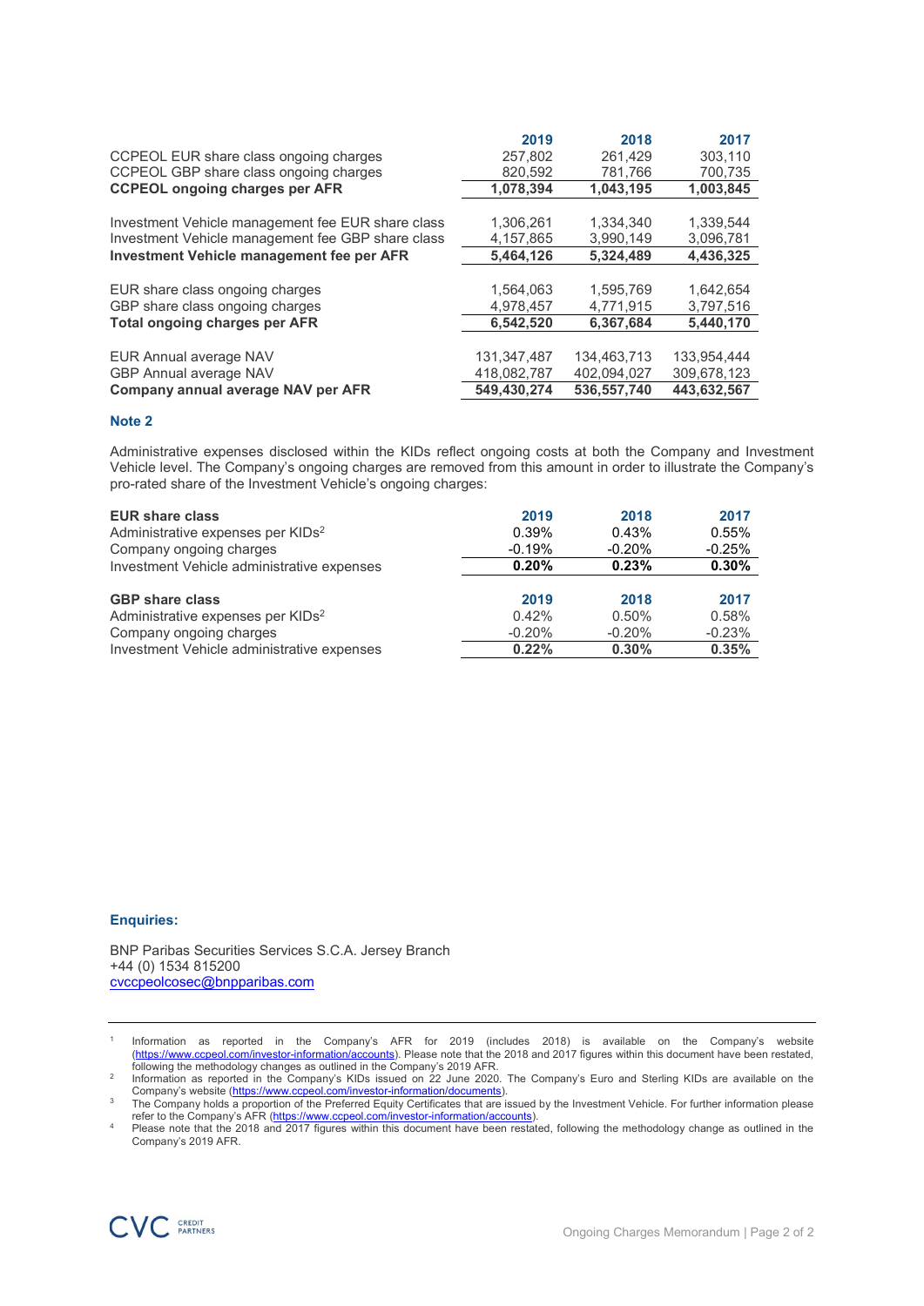| | 2019 | 2018 | 2017 |
|---|---|---|---|
| CCPEOL EUR share class ongoing charges | 257,802 | 261,429 | 303,110 |
| CCPEOL GBP share class ongoing charges | 820,592 | 781,766 | 700,735 |
| **CCPEOL ongoing charges per AFR** | **1,078,394** | **1,043,195** | **1,003,845** |
| | | | |
| Investment Vehicle management fee EUR share class | 1,306,261 | 1,334,340 | 1,339,544 |
| Investment Vehicle management fee GBP share class | 4,157,865 | 3,990,149 | 3,096,781 |
| **Investment Vehicle management fee per AFR** | **5,464,126** | **5,324,489** | **4,436,325** |
| | | | |
| EUR share class ongoing charges | 1,564,063 | 1,595,769 | 1,642,654 |
| GBP share class ongoing charges | 4,978,457 | 4,771,915 | 3,797,516 |
| **Total ongoing charges per AFR** | **6,542,520** | **6,367,684** | **5,440,170** |
| | | | |
| EUR Annual average NAV | 131,347,487 | 134,463,713 | 133,954,444 |
| GBP Annual average NAV | 418,082,787 | 402,094,027 | 309,678,123 |
| **Company annual average NAV per AFR** | **549,430,274** | **536,557,740** | **443,632,567** |

### Note 2

Administrative expenses disclosed within the KIDs reflect ongoing costs at both the Company and Investment Vehicle level. The Company's ongoing charges are removed from this amount in order to illustrate the Company's pro-rated share of the Investment Vehicle's ongoing charges:

| **EUR share class** | 2019 | 2018 | 2017 |
|---|---|---|---|
| Administrative expenses per KIDs[2] | 0.39% | 0.43% | 0.55% |
| Company ongoing charges | -0.19% | -0.20% | -0.25% |
| Investment Vehicle administrative expenses | **0.20%** | **0.23%** | **0.30%** |

| **GBP share class** | 2019 | 2018 | 2017 |
|---|---|---|---|
| Administrative expenses per KIDs[2] | 0.42% | 0.50% | 0.58% |
| Company ongoing charges | -0.20% | -0.20% | -0.23% |
| Investment Vehicle administrative expenses | **0.22%** | **0.30%** | **0.35%** |

**Enquiries:**

BNP Paribas Securities Services S.C.A. Jersey Branch
+44 (0) 1534 815200
cvccpeolcosec@bnpparibas.com

---

[1] Information as reported in the Company's AFR for 2019 (includes 2018) is available on the Company's website (https://www.ccpeol.com/investor-information/accounts). Please note that the 2018 and 2017 figures within this document have been restated, following the methodology changes as outlined in the Company's 2019 AFR.

[2] Information as reported in the Company's KIDs issued on 22 June 2020. The Company's Euro and Sterling KIDs are available on the Company's website (https://www.ccpeol.com/investor-information/documents).

[3] The Company holds a proportion of the Preferred Equity Certificates that are issued by the Investment Vehicle. For further information please refer to the Company's AFR (https://www.ccpeol.com/investor-information/accounts).

[4] Please note that the 2018 and 2017 figures within this document have been restated, following the methodology change as outlined in the Company's 2019 AFR.